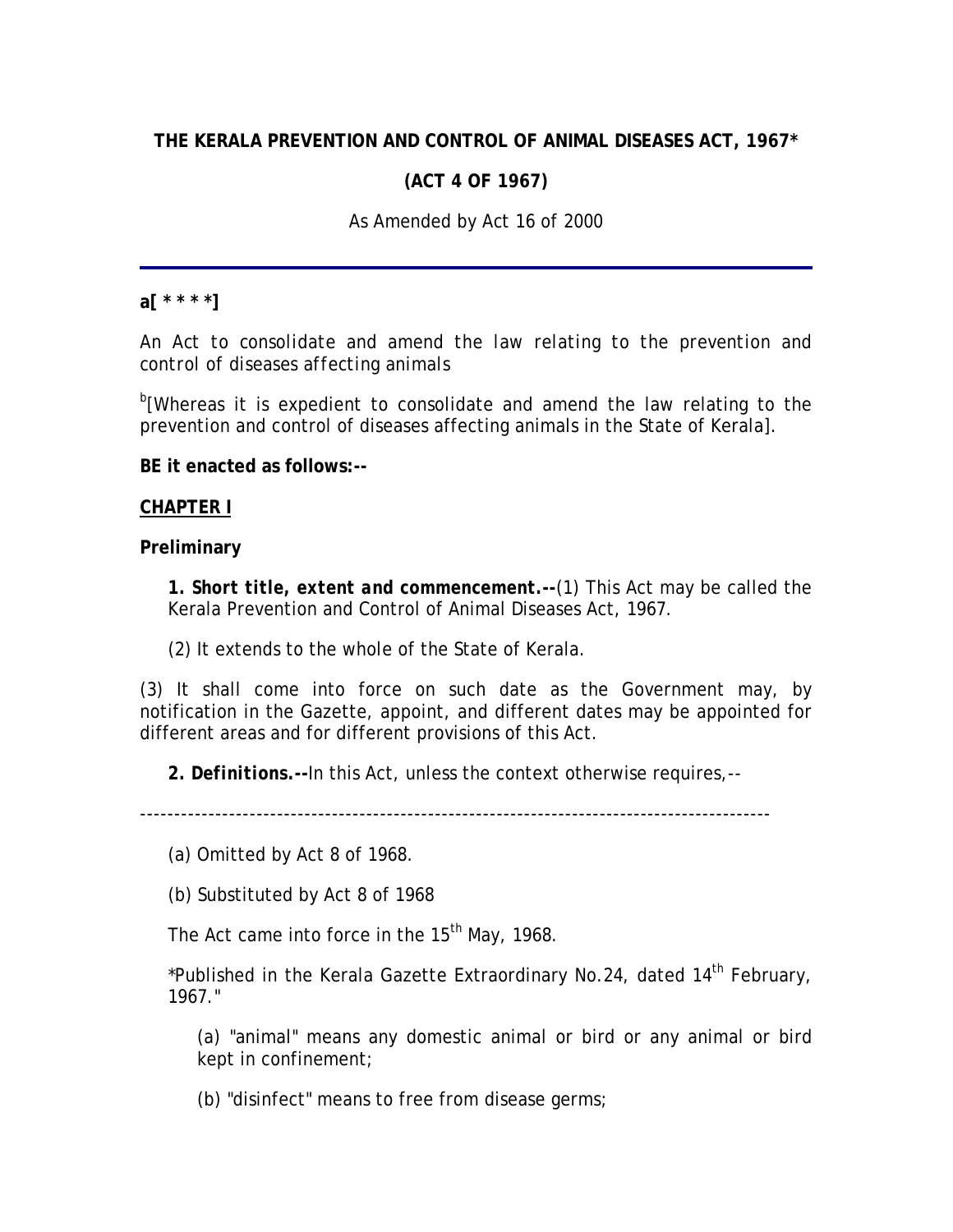**THE KERALA PREVENTION AND CONTROL OF ANIMAL DISEASES ACT, 1967***

**(ACT 4 OF 1967)**

As Amended by Act 16 of 2000

---

**a[ * * * *]**

An Act to consolidate and amend the law relating to the prevention and control of diseases affecting animals

[b][Whereas it is expedient to consolidate and amend the law relating to the prevention and control of diseases affecting animals in the State of Kerala].

**BE it enacted as follows:--**

**CHAPTER I**

**Preliminary**

**1. *Short title, extent and commencement.--***(1) This Act may be called the Kerala Prevention and Control of Animal Diseases Act, 1967.

(2) It extends to the whole of the State of Kerala.

(3) It shall come into force on such date as the Government may, by notification in the Gazette, appoint, and different dates may be appointed for different areas and for different provisions of this Act.

**2. *Definitions.--***In this Act, unless the context otherwise requires,--

---

(a) Omitted by Act 8 of 1968.

(b) Substituted by Act 8 of 1968

The Act came into force in the 15th May, 1968.

*Published in the Kerala Gazette Extraordinary No.24, dated 14th February, 1967."

(a) "animal" means any domestic animal or bird or any animal or bird kept in confinement;

(b) "disinfect" means to free from disease germs;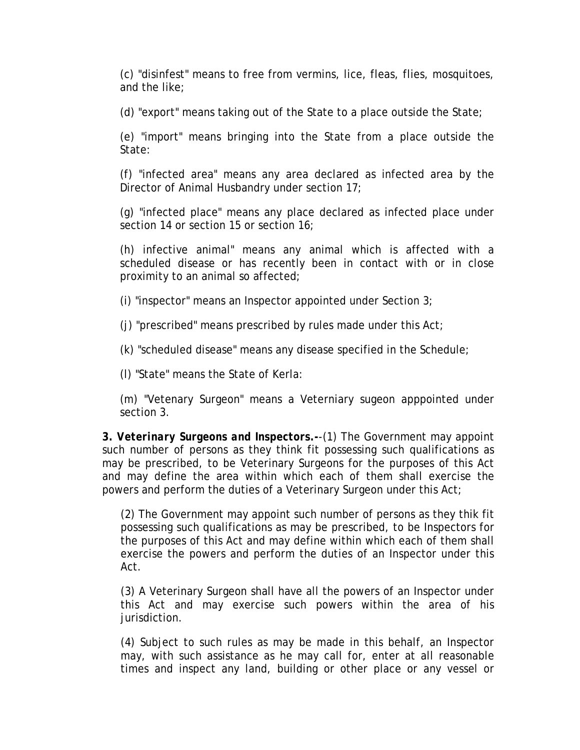(c) "disinfest" means to free from vermins, lice, fleas, flies, mosquitoes, and the like;

(d) "export" means taking out of the State to a place outside the State;

(e) "import" means bringing into the State from a place outside the State:

(f) "infected area" means any area declared as infected area by the Director of Animal Husbandry under section 17;

(g) "infected place" means any place declared as infected place under section 14 or section 15 or section 16;

(h) infective animal" means any animal which is affected with a scheduled disease or has recently been in contact with or in close proximity to an animal so affected;

(i) "inspector" means an Inspector appointed under Section 3;

(j) "prescribed" means prescribed by rules made under this Act;

(k) "scheduled disease" means any disease specified in the Schedule;

(l) "State" means the State of Kerla:

(m) "Vetenary Surgeon" means a Veterniary sugeon apppointed under section 3.

***3. Veterinary Surgeons and Inspectors.-***-(1) The Government may appoint such number of persons as they think fit possessing such qualifications as may be prescribed, to be Veterinary Surgeons for the purposes of this Act and may define the area within which each of them shall exercise the powers and perform the duties of a Veterinary Surgeon under this Act;

(2) The Government may appoint such number of persons as they thik fit possessing such qualifications as may be prescribed, to be Inspectors for the purposes of this Act and may define within which each of them shall exercise the powers and perform the duties of an Inspector under this Act.

(3) A Veterinary Surgeon shall have all the powers of an Inspector under this Act and may exercise such powers within the area of his jurisdiction.

(4) Subject to such rules as may be made in this behalf, an Inspector may, with such assistance as he may call for, enter at all reasonable times and inspect any land, building or other place or any vessel or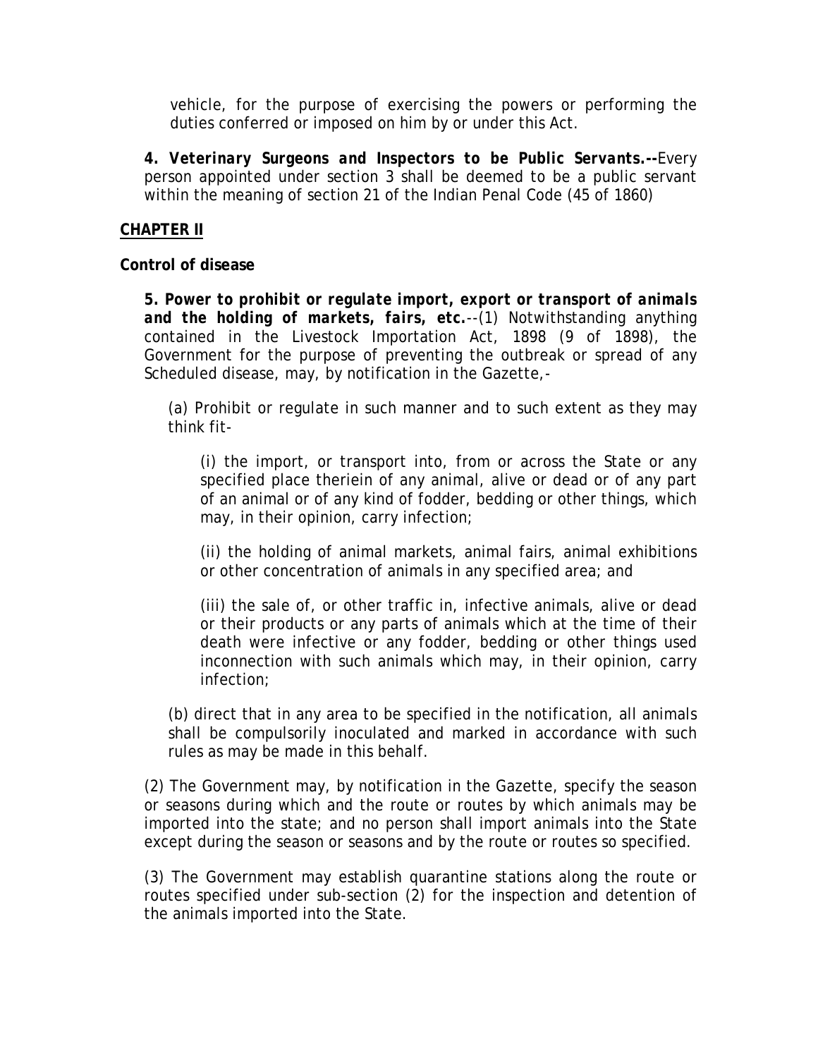vehicle, for the purpose of exercising the powers or performing the duties conferred or imposed on him by or under this Act.

***4. Veterinary Surgeons and Inspectors to be Public Servants.--*** Every person appointed under section 3 shall be deemed to be a public servant within the meaning of section 21 of the Indian Penal Code (45 of 1860)

## CHAPTER II

**Control of disease**

***5. Power to prohibit or regulate import, export or transport of animals and the holding of markets, fairs, etc.***--(1) Notwithstanding anything contained in the Livestock Importation Act, 1898 (9 of 1898), the Government for the purpose of preventing the outbreak or spread of any Scheduled disease, may, by notification in the Gazette,-

(a) Prohibit or regulate in such manner and to such extent as they may think fit-

(i) the import, or transport into, from or across the State or any specified place theriein of any animal, alive or dead or of any part of an animal or of any kind of fodder, bedding or other things, which may, in their opinion, carry infection;

(ii) the holding of animal markets, animal fairs, animal exhibitions or other concentration of animals in any specified area; and

(iii) the sale of, or other traffic in, infective animals, alive or dead or their products or any parts of animals which at the time of their death were infective or any fodder, bedding or other things used inconnection with such animals which may, in their opinion, carry infection;

(b) direct that in any area to be specified in the notification, all animals shall be compulsorily inoculated and marked in accordance with such rules as may be made in this behalf.

(2) The Government may, by notification in the Gazette, specify the season or seasons during which and the route or routes by which animals may be imported into the state; and no person shall import animals into the State except during the season or seasons and by the route or routes so specified.

(3) The Government may establish quarantine stations along the route or routes specified under sub-section (2) for the inspection and detention of the animals imported into the State.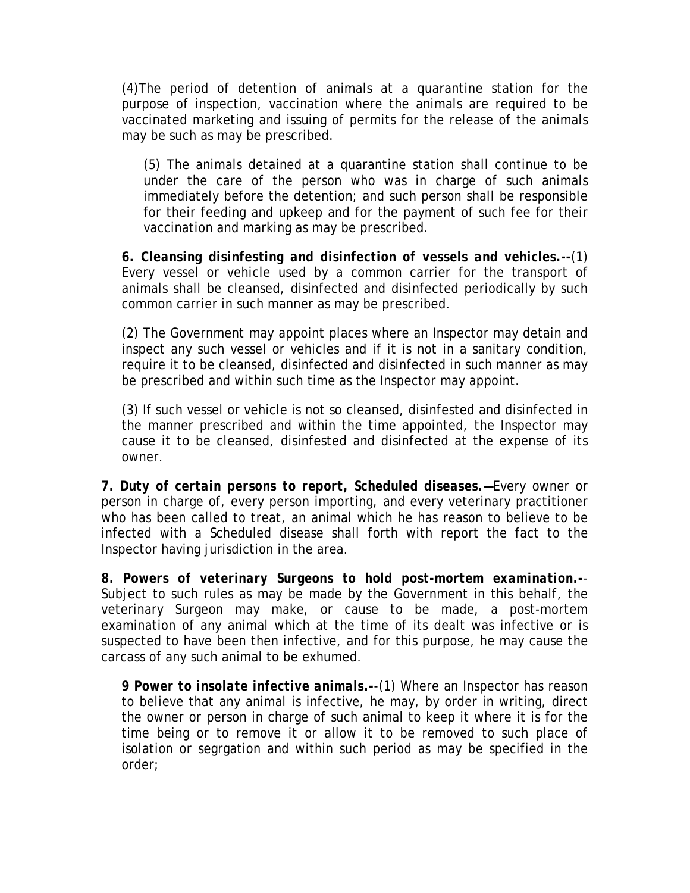(4)The period of detention of animals at a quarantine station for the purpose of inspection, vaccination where the animals are required to be vaccinated marketing and issuing of permits for the release of the animals may be such as may be prescribed.

(5) The animals detained at a quarantine station shall continue to be under the care of the person who was in charge of such animals immediately before the detention; and such person shall be responsible for their feeding and upkeep and for the payment of such fee for their vaccination and marking as may be prescribed.

***6. Cleansing disinfesting and disinfection of vessels and vehicles.--***(1) Every vessel or vehicle used by a common carrier for the transport of animals shall be cleansed, disinfected and disinfected periodically by such common carrier in such manner as may be prescribed.

(2) The Government may appoint places where an Inspector may detain and inspect any such vessel or vehicles and if it is not in a sanitary condition, require it to be cleansed, disinfected and disinfected in such manner as may be prescribed and within such time as the Inspector may appoint.

(3) If such vessel or vehicle is not so cleansed, disinfested and disinfected in the manner prescribed and within the time appointed, the Inspector may cause it to be cleansed, disinfested and disinfected at the expense of its owner.

***7. Duty of certain persons to report, Scheduled diseases.—***Every owner or person in charge of, every person importing, and every veterinary practitioner who has been called to treat, an animal which he has reason to believe to be infected with a Scheduled disease shall forth with report the fact to the Inspector having jurisdiction in the area.

***8. Powers of veterinary Surgeons to hold post-mortem examination.-***-Subject to such rules as may be made by the Government in this behalf, the veterinary Surgeon may make, or cause to be made, a post-mortem examination of any animal which at the time of its dealt was infective or is suspected to have been then infective, and for this purpose, he may cause the carcass of any such animal to be exhumed.

***9 Power to insolate infective animals.-***-(1) Where an Inspector has reason to believe that any animal is infective, he may, by order in writing, direct the owner or person in charge of such animal to keep it where it is for the time being or to remove it or allow it to be removed to such place of isolation or segrgation and within such period as may be specified in the order;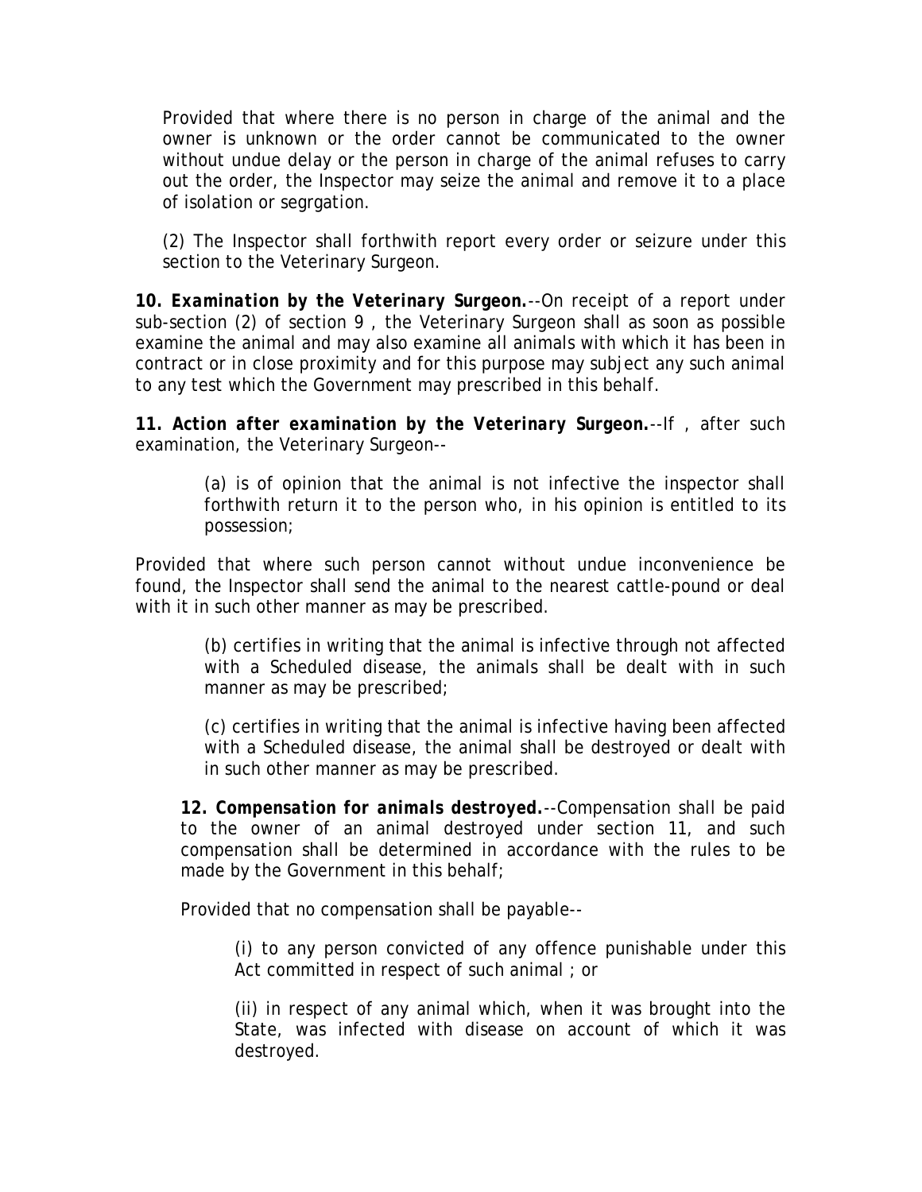Provided that where there is no person in charge of the animal and the owner is unknown or the order cannot be communicated to the owner without undue delay or the person in charge of the animal refuses to carry out the order, the Inspector may seize the animal and remove it to a place of isolation or segrgation.

(2) The Inspector shall forthwith report every order or seizure under this section to the Veterinary Surgeon.

***10. Examination by the Veterinary Surgeon.***--On receipt of a report under sub-section (2) of section 9 , the Veterinary Surgeon shall as soon as possible examine the animal and may also examine all animals with which it has been in contract or in close proximity and for this purpose may subject any such animal to any test which the Government may prescribed in this behalf.

***11. Action after examination by the Veterinary Surgeon.***--If , after such examination, the Veterinary Surgeon--

(a) is of opinion that the animal is not infective the inspector shall forthwith return it to the person who, in his opinion is entitled to its possession;

Provided that where such person cannot without undue inconvenience be found, the Inspector shall send the animal to the nearest cattle-pound or deal with it in such other manner as may be prescribed.

(b) certifies in writing that the animal is infective through not affected with a Scheduled disease, the animals shall be dealt with in such manner as may be prescribed;

(c) certifies in writing that the animal is infective having been affected with a Scheduled disease, the animal shall be destroyed or dealt with in such other manner as may be prescribed.

***12. Compensation for animals destroyed.***--Compensation shall be paid to the owner of an animal destroyed under section 11, and such compensation shall be determined in accordance with the rules to be made by the Government in this behalf;

Provided that no compensation shall be payable--

(i) to any person convicted of any offence punishable under this Act committed in respect of such animal ; or

(ii) in respect of any animal which, when it was brought into the State, was infected with disease on account of which it was destroyed.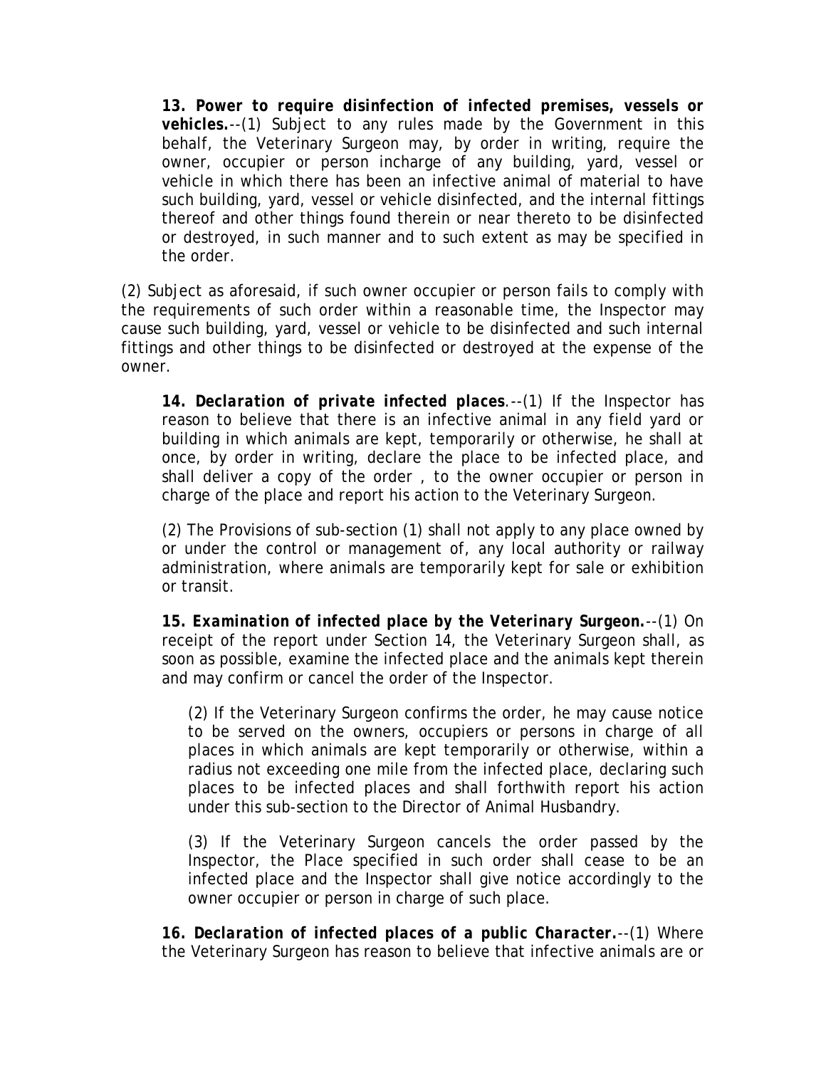**13. Power to require disinfection of infected premises, vessels or vehicles.**--(1) Subject to any rules made by the Government in this behalf, the Veterinary Surgeon may, by order in writing, require the owner, occupier or person incharge of any building, yard, vessel or vehicle in which there has been an infective animal of material to have such building, yard, vessel or vehicle disinfected, and the internal fittings thereof and other things found therein or near thereto to be disinfected or destroyed, in such manner and to such extent as may be specified in the order.

(2) Subject as aforesaid, if such owner occupier or person fails to comply with the requirements of such order within a reasonable time, the Inspector may cause such building, yard, vessel or vehicle to be disinfected and such internal fittings and other things to be disinfected or destroyed at the expense of the owner.

***14. Declaration of private infected places***.--(1) If the Inspector has reason to believe that there is an infective animal in any field yard or building in which animals are kept, temporarily or otherwise, he shall at once, by order in writing, declare the place to be infected place, and shall deliver a copy of the order , to the owner occupier or person in charge of the place and report his action to the Veterinary Surgeon.

(2) The Provisions of sub-section (1) shall not apply to any place owned by or under the control or management of, any local authority or railway administration, where animals are temporarily kept for sale or exhibition or transit.

***15. Examination of infected place by the Veterinary Surgeon.***--(1) On receipt of the report under Section 14, the Veterinary Surgeon shall, as soon as possible, examine the infected place and the animals kept therein and may confirm or cancel the order of the Inspector.

(2) If the Veterinary Surgeon confirms the order, he may cause notice to be served on the owners, occupiers or persons in charge of all places in which animals are kept temporarily or otherwise, within a radius not exceeding one mile from the infected place, declaring such places to be infected places and shall forthwith report his action under this sub-section to the Director of Animal Husbandry.

(3) If the Veterinary Surgeon cancels the order passed by the Inspector, the Place specified in such order shall cease to be an infected place and the Inspector shall give notice accordingly to the owner occupier or person in charge of such place.

***16. Declaration of infected places of a public Character.***--(1) Where the Veterinary Surgeon has reason to believe that infective animals are or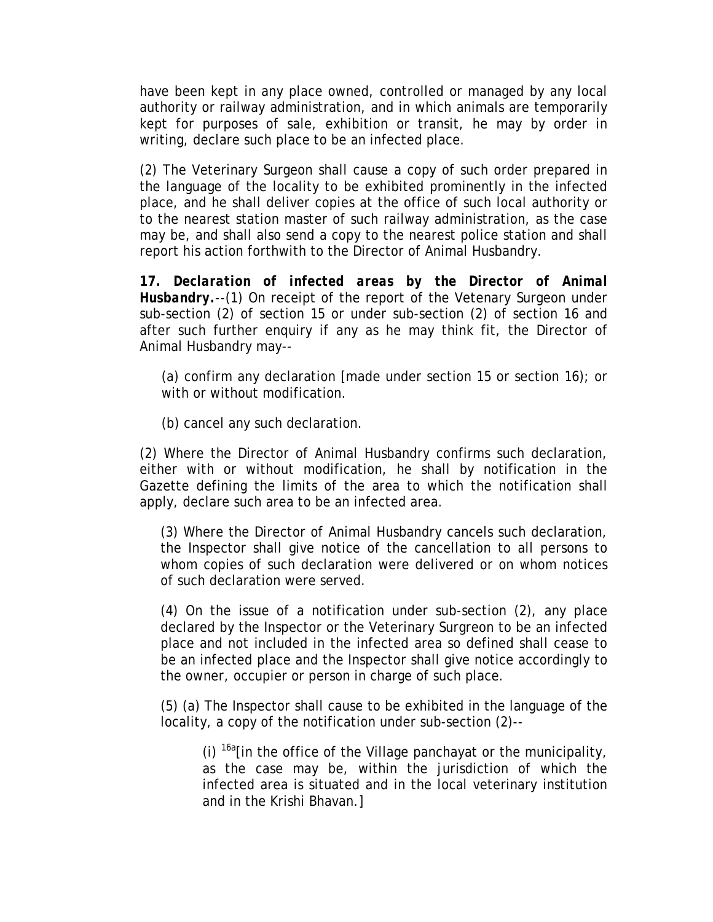have been kept in any place owned, controlled or managed by any local authority or railway administration, and in which animals are temporarily kept for purposes of sale, exhibition or transit, he may by order in writing, declare such place to be an infected place.

(2) The Veterinary Surgeon shall cause a copy of such order prepared in the language of the locality to be exhibited prominently in the infected place, and he shall deliver copies at the office of such local authority or to the nearest station master of such railway administration, as the case may be, and shall also send a copy to the nearest police station and shall report his action forthwith to the Director of Animal Husbandry.

***17. Declaration of infected areas by the Director of Animal Husbandry.***--(1) On receipt of the report of the Vetenary Surgeon under sub-section (2) of section 15 or under sub-section (2) of section 16 and after such further enquiry if any as he may think fit, the Director of Animal Husbandry may--

(a) confirm any declaration [made under section 15 or section 16); or with or without modification.

(b) cancel any such declaration.

(2) Where the Director of Animal Husbandry confirms such declaration, either with or without modification, he shall by notification in the Gazette defining the limits of the area to which the notification shall apply, declare such area to be an infected area.

(3) Where the Director of Animal Husbandry cancels such declaration, the Inspector shall give notice of the cancellation to all persons to whom copies of such declaration were delivered or on whom notices of such declaration were served.

(4) On the issue of a notification under sub-section (2), any place declared by the Inspector or the Veterinary Surgreon to be an infected place and not included in the infected area so defined shall cease to be an infected place and the Inspector shall give notice accordingly to the owner, occupier or person in charge of such place.

(5) (a) The Inspector shall cause to be exhibited in the language of the locality, a copy of the notification under sub-section (2)--

(i) [16a][in the office of the Village panchayat or the municipality, as the case may be, within the jurisdiction of which the infected area is situated and in the local veterinary institution and in the Krishi Bhavan.]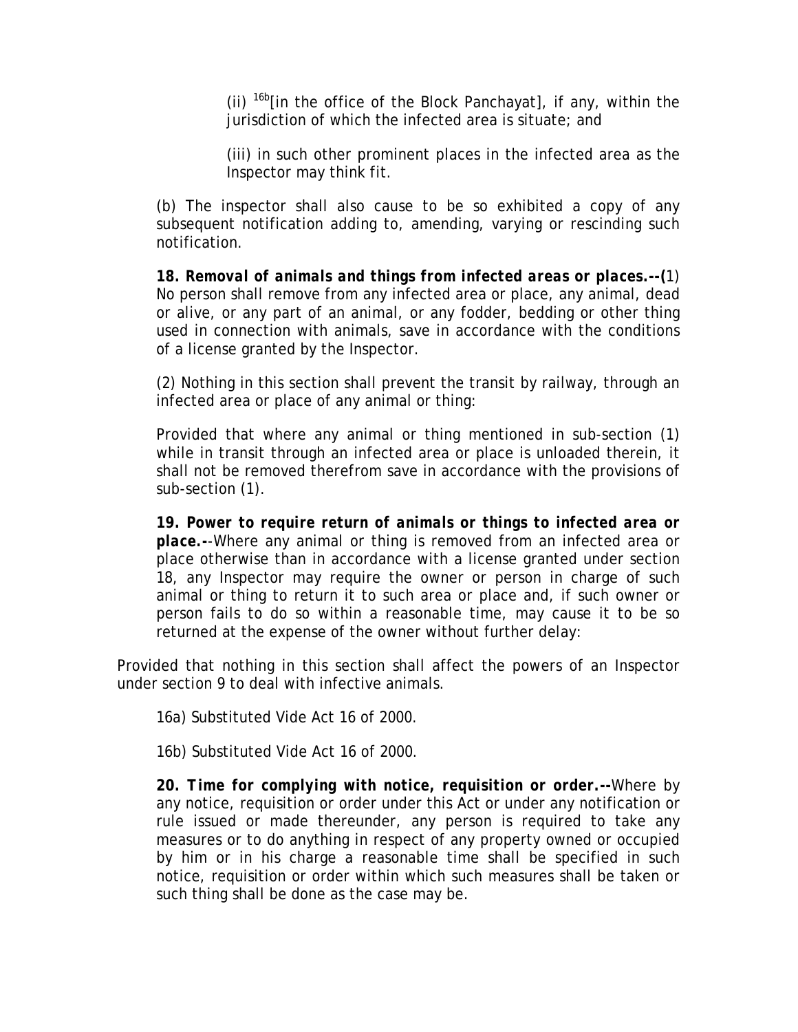(ii) [16b][in the office of the Block Panchayat], if any, within the jurisdiction of which the infected area is situate; and

(iii) in such other prominent places in the infected area as the Inspector may think fit.

(b) The inspector shall also cause to be so exhibited a copy of any subsequent notification adding to, amending, varying or rescinding such notification.

***18. Removal of animals and things from infected areas or places.--(*1) No person shall remove from any infected area or place, any animal, dead or alive, or any part of an animal, or any fodder, bedding or other thing used in connection with animals, save in accordance with the conditions of a license granted by the Inspector.

(2) Nothing in this section shall prevent the transit by railway, through an infected area or place of any animal or thing:

Provided that where any animal or thing mentioned in sub-section (1) while in transit through an infected area or place is unloaded therein, it shall not be removed therefrom save in accordance with the provisions of sub-section (1).

***19. Power to require return of animals or things to infected area or place.-***-Where any animal or thing is removed from an infected area or place otherwise than in accordance with a license granted under section 18, any Inspector may require the owner or person in charge of such animal or thing to return it to such area or place and, if such owner or person fails to do so within a reasonable time, may cause it to be so returned at the expense of the owner without further delay:

Provided that nothing in this section shall affect the powers of an Inspector under section 9 to deal with infective animals.

16a) Substituted Vide Act 16 of 2000.

16b) Substituted Vide Act 16 of 2000.

***20. Time for complying with notice, requisition or order.--***Where by any notice, requisition or order under this Act or under any notification or rule issued or made thereunder, any person is required to take any measures or to do anything in respect of any property owned or occupied by him or in his charge a reasonable time shall be specified in such notice, requisition or order within which such measures shall be taken or such thing shall be done as the case may be.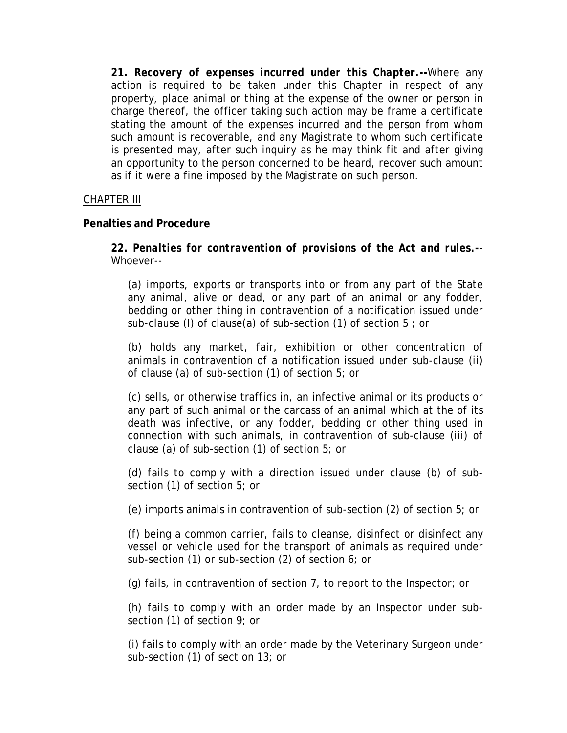**21. Recovery of expenses incurred under this Chapter.--**Where any action is required to be taken under this Chapter in respect of any property, place animal or thing at the expense of the owner or person in charge thereof, the officer taking such action may be frame a certificate stating the amount of the expenses incurred and the person from whom such amount is recoverable, and any Magistrate to whom such certificate is presented may, after such inquiry as he may think fit and after giving an opportunity to the person concerned to be heard, recover such amount as if it were a fine imposed by the Magistrate on such person.

## CHAPTER III

**Penalties and Procedure**

***22. Penalties for contravention of provisions of the Act and rules.--*** Whoever--

(a) imports, exports or transports into or from any part of the State any animal, alive or dead, or any part of an animal or any fodder, bedding or other thing in contravention of a notification issued under sub-clause (I) of clause(a) of sub-section (1) of section 5 ; or

(b) holds any market, fair, exhibition or other concentration of animals in contravention of a notification issued under sub-clause (ii) of clause (a) of sub-section (1) of section 5; or

(c) sells, or otherwise traffics in, an infective animal or its products or any part of such animal or the carcass of an animal which at the of its death was infective, or any fodder, bedding or other thing used in connection with such animals, in contravention of sub-clause (iii) of clause (a) of sub-section (1) of section 5; or

(d) fails to comply with a direction issued under clause (b) of sub-section (1) of section 5; or

(e) imports animals in contravention of sub-section (2) of section 5; or

(f) being a common carrier, fails to cleanse, disinfect or disinfect any vessel or vehicle used for the transport of animals as required under sub-section (1) or sub-section (2) of section 6; or

(g) fails, in contravention of section 7, to report to the Inspector; or

(h) fails to comply with an order made by an Inspector under sub-section (1) of section 9; or

(i) fails to comply with an order made by the Veterinary Surgeon under sub-section (1) of section 13; or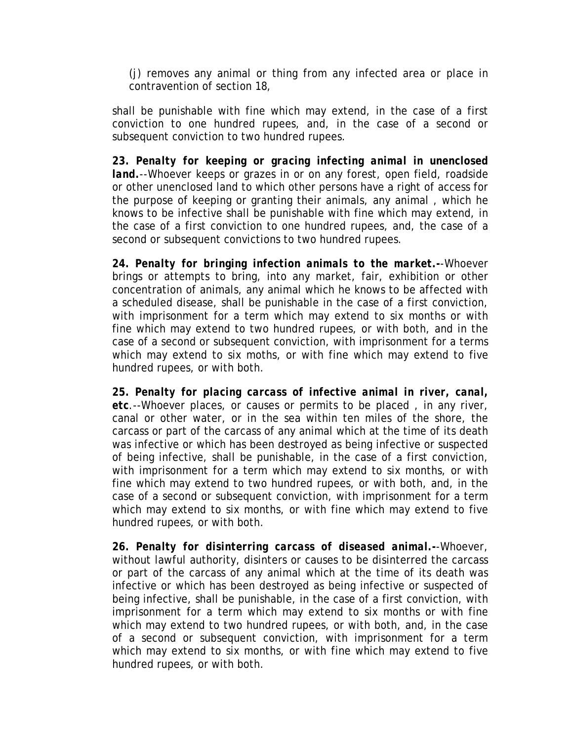(j) removes any animal or thing from any infected area or place in contravention of section 18,

shall be punishable with fine which may extend, in the case of a first conviction to one hundred rupees, and, in the case of a second or subsequent conviction to two hundred rupees.

***23. Penalty for keeping or gracing infecting animal in unenclosed land.***--Whoever keeps or grazes in or on any forest, open field, roadside or other unenclosed land to which other persons have a right of access for the purpose of keeping or granting their animals, any animal , which he knows to be infective shall be punishable with fine which may extend, in the case of a first conviction to one hundred rupees, and, the case of a second or subsequent convictions to two hundred rupees.

***24. Penalty for bringing infection animals to the market.-***-Whoever brings or attempts to bring, into any market, fair, exhibition or other concentration of animals, any animal which he knows to be affected with a scheduled disease, shall be punishable in the case of a first conviction, with imprisonment for a term which may extend to six months or with fine which may extend to two hundred rupees, or with both, and in the case of a second or subsequent conviction, with imprisonment for a terms which may extend to six moths, or with fine which may extend to five hundred rupees, or with both.

***25. Penalty for placing carcass of infective animal in river, canal, etc***.--Whoever places, or causes or permits to be placed , in any river, canal or other water, or in the sea within ten miles of the shore, the carcass or part of the carcass of any animal which at the time of its death was infective or which has been destroyed as being infective or suspected of being infective, shall be punishable, in the case of a first conviction, with imprisonment for a term which may extend to six months, or with fine which may extend to two hundred rupees, or with both, and, in the case of a second or subsequent conviction, with imprisonment for a term which may extend to six months, or with fine which may extend to five hundred rupees, or with both.

***26. Penalty for disinterring carcass of diseased animal.-***-Whoever, without lawful authority, disinters or causes to be disinterred the carcass or part of the carcass of any animal which at the time of its death was infective or which has been destroyed as being infective or suspected of being infective, shall be punishable, in the case of a first conviction, with imprisonment for a term which may extend to six months or with fine which may extend to two hundred rupees, or with both, and, in the case of a second or subsequent conviction, with imprisonment for a term which may extend to six months, or with fine which may extend to five hundred rupees, or with both.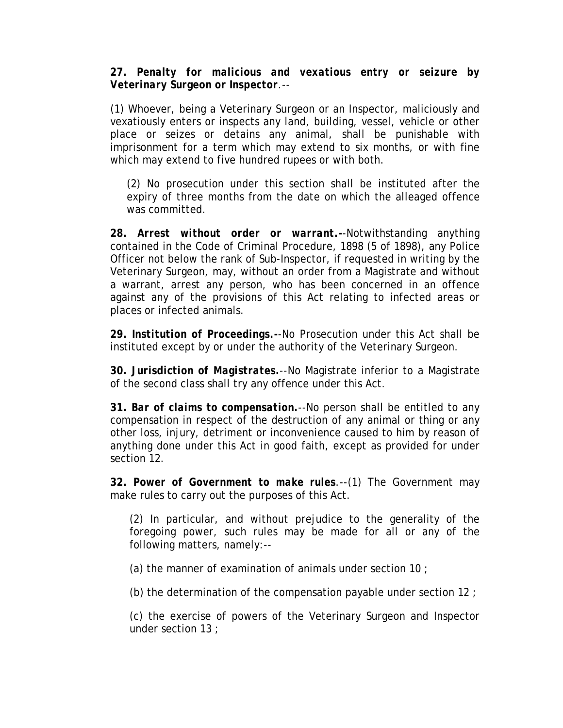***27. Penalty for malicious and vexatious entry or seizure by Veterinary Surgeon or Inspector**.--*

(1) Whoever, being a Veterinary Surgeon or an Inspector, maliciously and vexatiously enters or inspects any land, building, vessel, vehicle or other place or seizes or detains any animal, shall be punishable with imprisonment for a term which may extend to six months, or with fine which may extend to five hundred rupees or with both.

(2) No prosecution under this section shall be instituted after the expiry of three months from the date on which the alleaged offence was committed.

***28. Arrest without order or warrant.-***-Notwithstanding anything contained in the Code of Criminal Procedure, 1898 (5 of 1898), any Police Officer not below the rank of Sub-Inspector, if requested in writing by the Veterinary Surgeon, may, without an order from a Magistrate and without a warrant, arrest any person, who has been concerned in an offence against any of the provisions of this Act relating to infected areas or places or infected animals.

***29. Institution of Proceedings.-***-No Prosecution under this Act shall be instituted except by or under the authority of the Veterinary Surgeon.

***30. Jurisdiction of Magistrates.***--No Magistrate inferior to a Magistrate of the second class shall try any offence under this Act.

***31. Bar of claims to compensation.***--No person shall be entitled to any compensation in respect of the destruction of any animal or thing or any other loss, injury, detriment or inconvenience caused to him by reason of anything done under this Act in good faith, except as provided for under section 12.

***32. Power of Government to make rules***.--(1) The Government may make rules to carry out the purposes of this Act.

(2) In particular, and without prejudice to the generality of the foregoing power, such rules may be made for all or any of the following matters, namely:--

(a) the manner of examination of animals under section 10 ;

(b) the determination of the compensation payable under section 12 ;

(c) the exercise of powers of the Veterinary Surgeon and Inspector under section 13 ;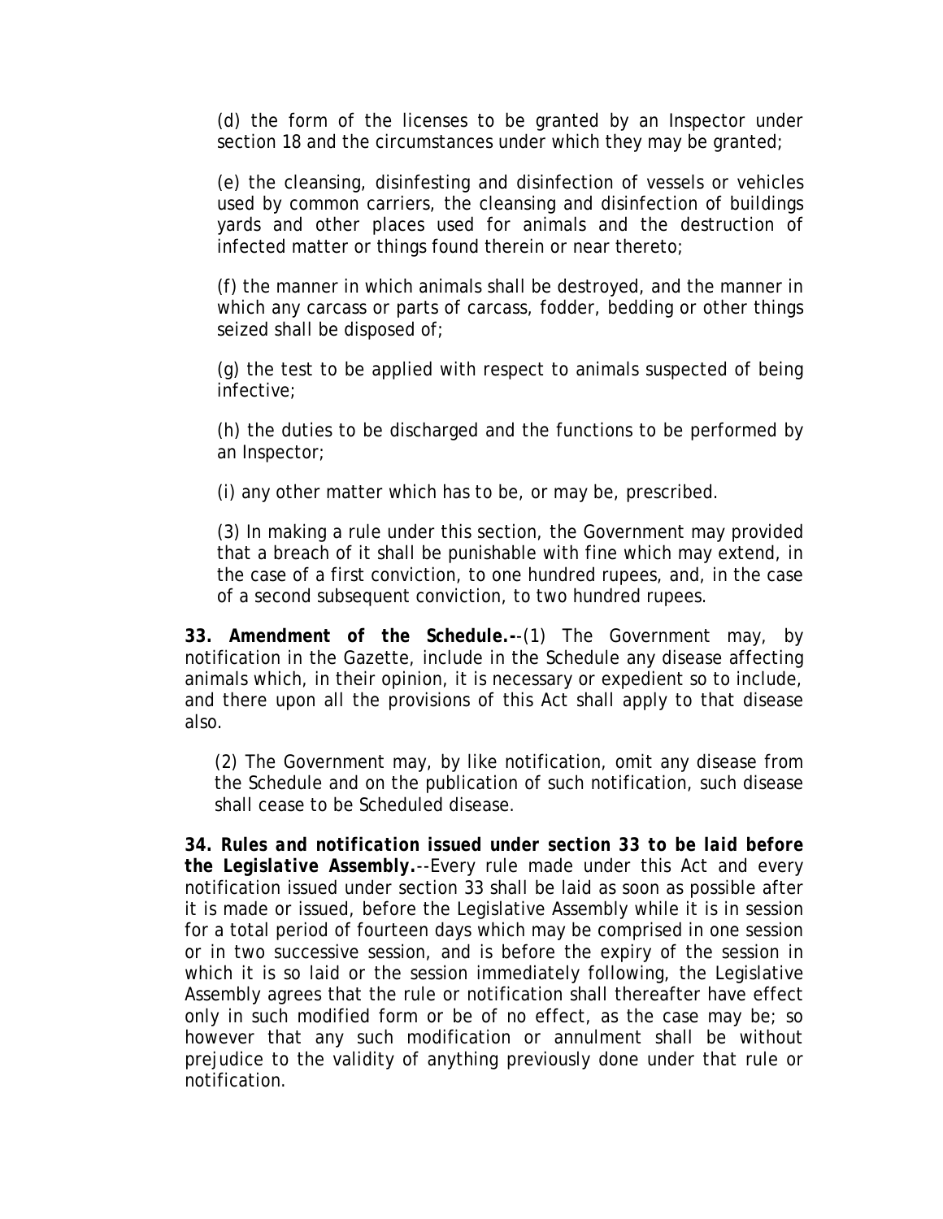(d) the form of the licenses to be granted by an Inspector under section 18 and the circumstances under which they may be granted;

(e) the cleansing, disinfesting and disinfection of vessels or vehicles used by common carriers, the cleansing and disinfection of buildings yards and other places used for animals and the destruction of infected matter or things found therein or near thereto;

(f) the manner in which animals shall be destroyed, and the manner in which any carcass or parts of carcass, fodder, bedding or other things seized shall be disposed of;

(g) the test to be applied with respect to animals suspected of being infective;

(h) the duties to be discharged and the functions to be performed by an Inspector;

(i) any other matter which has to be, or may be, prescribed.

(3) In making a rule under this section, the Government may provided that a breach of it shall be punishable with fine which may extend, in the case of a first conviction, to one hundred rupees, and, in the case of a second subsequent conviction, to two hundred rupees.

**33. Amendment of the Schedule.-**-(1) The Government may, by notification in the Gazette, include in the Schedule any disease affecting animals which, in their opinion, it is necessary or expedient so to include, and there upon all the provisions of this Act shall apply to that disease also.

(2) The Government may, by like notification, omit any disease from the Schedule and on the publication of such notification, such disease shall cease to be Scheduled disease.

***34. Rules and notification issued under section 33 to be laid before the Legislative Assembly.***--Every rule made under this Act and every notification issued under section 33 shall be laid as soon as possible after it is made or issued, before the Legislative Assembly while it is in session for a total period of fourteen days which may be comprised in one session or in two successive session, and is before the expiry of the session in which it is so laid or the session immediately following, the Legislative Assembly agrees that the rule or notification shall thereafter have effect only in such modified form or be of no effect, as the case may be; so however that any such modification or annulment shall be without prejudice to the validity of anything previously done under that rule or notification.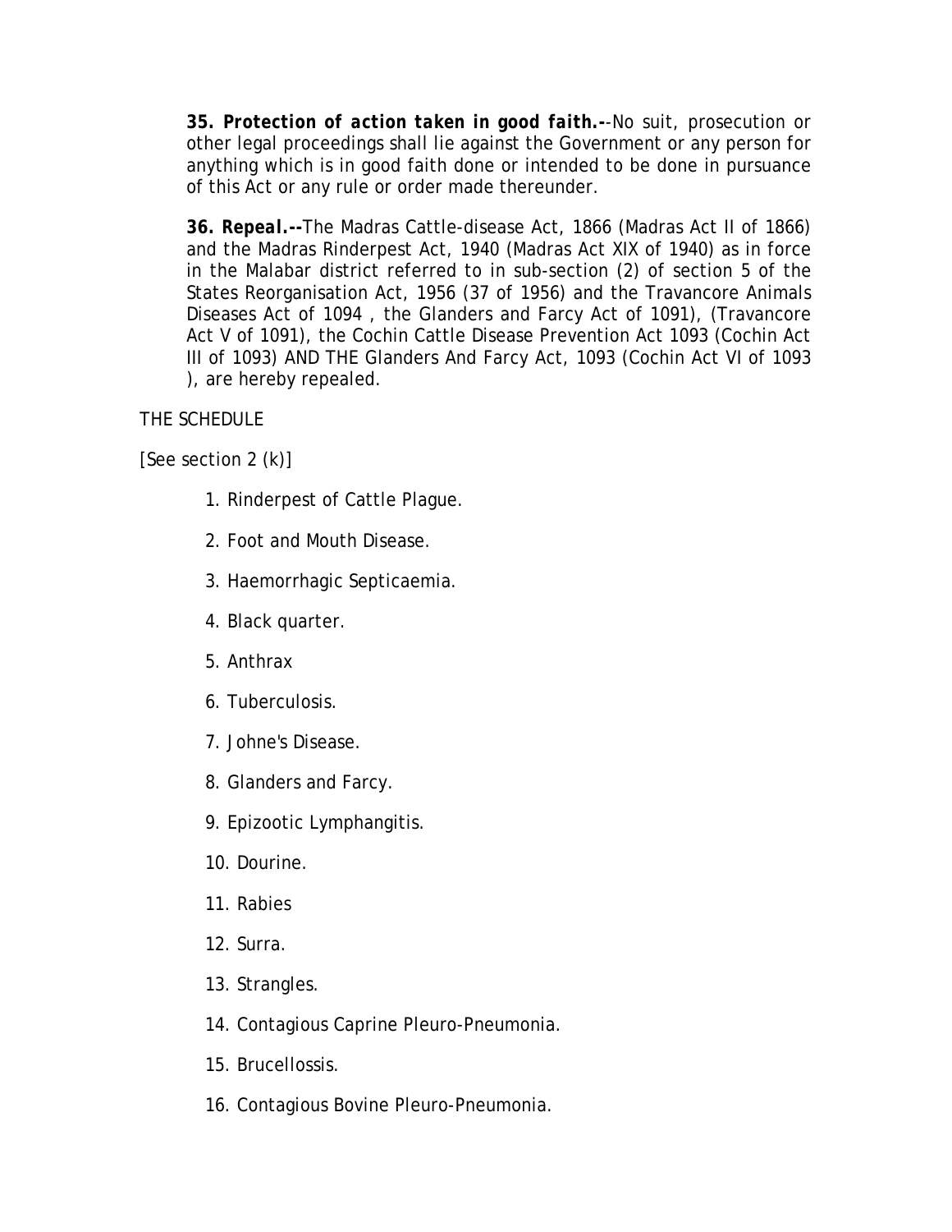**35. Protection of action taken in good faith.-**-No suit, prosecution or other legal proceedings shall lie against the Government or any person for anything which is in good faith done or intended to be done in pursuance of this Act or any rule or order made thereunder.

**36. Repeal.--**The Madras Cattle-disease Act, 1866 (Madras Act II of 1866) and the Madras Rinderpest Act, 1940 (Madras Act XIX of 1940) as in force in the Malabar district referred to in sub-section (2) of section 5 of the States Reorganisation Act, 1956 (37 of 1956) and the Travancore Animals Diseases Act of 1094 , the Glanders and Farcy Act of 1091), (Travancore Act V of 1091), the Cochin Cattle Disease Prevention Act 1093 (Cochin Act III of 1093) AND THE Glanders And Farcy Act, 1093 (Cochin Act VI of 1093 ), are hereby repealed.

THE SCHEDULE

[See section 2 (k)]

1. Rinderpest of Cattle Plague.
2. Foot and Mouth Disease.
3. Haemorrhagic Septicaemia.
4. Black quarter.
5. Anthrax
6. Tuberculosis.
7. Johne's Disease.
8. Glanders and Farcy.
9. Epizootic Lymphangitis.
10. Dourine.
11. Rabies
12. Surra.
13. Strangles.
14. Contagious Caprine Pleuro-Pneumonia.
15. Brucellossis.
16. Contagious Bovine Pleuro-Pneumonia.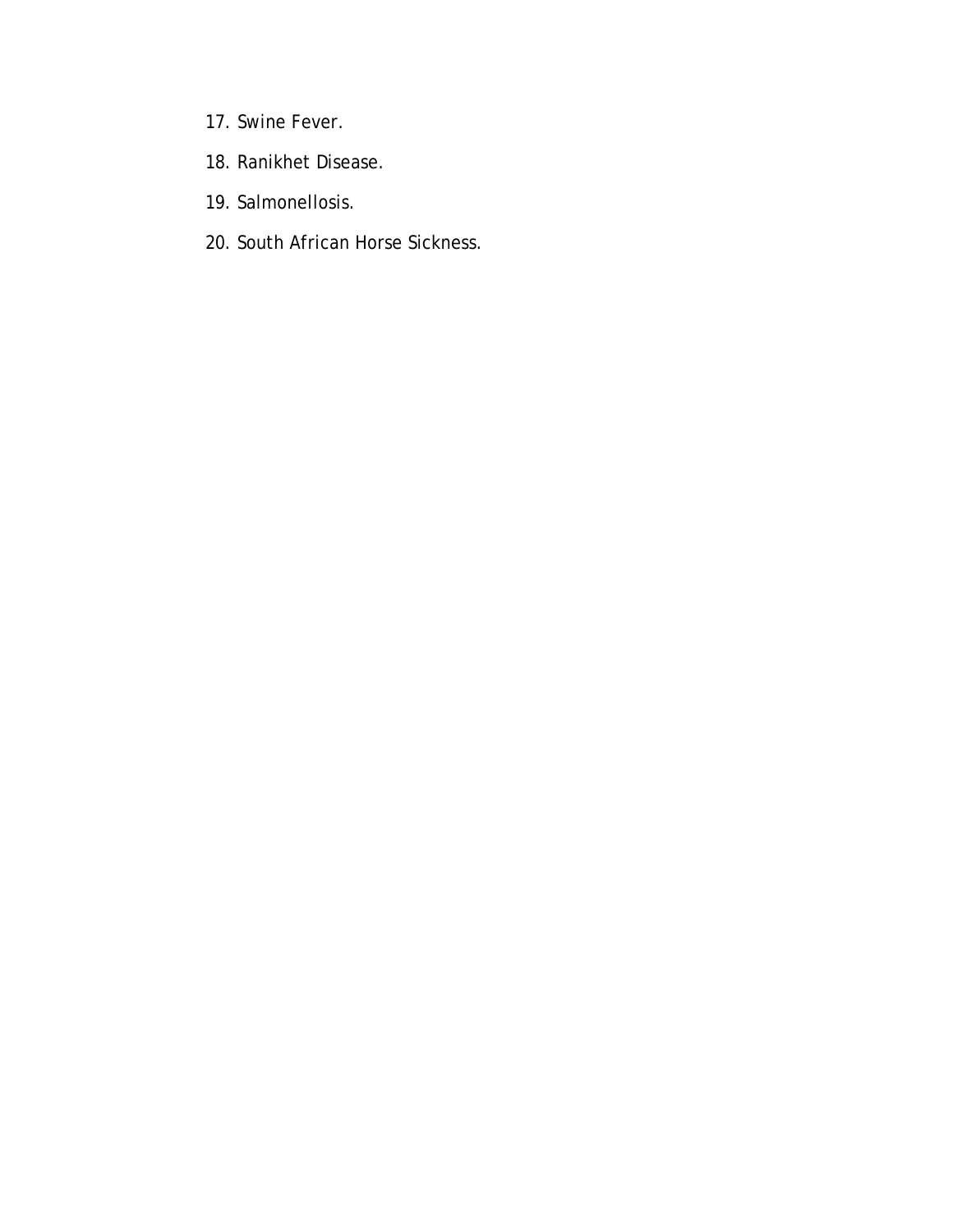17. Swine Fever.
18. Ranikhet Disease.
19. Salmonellosis.
20. South African Horse Sickness.